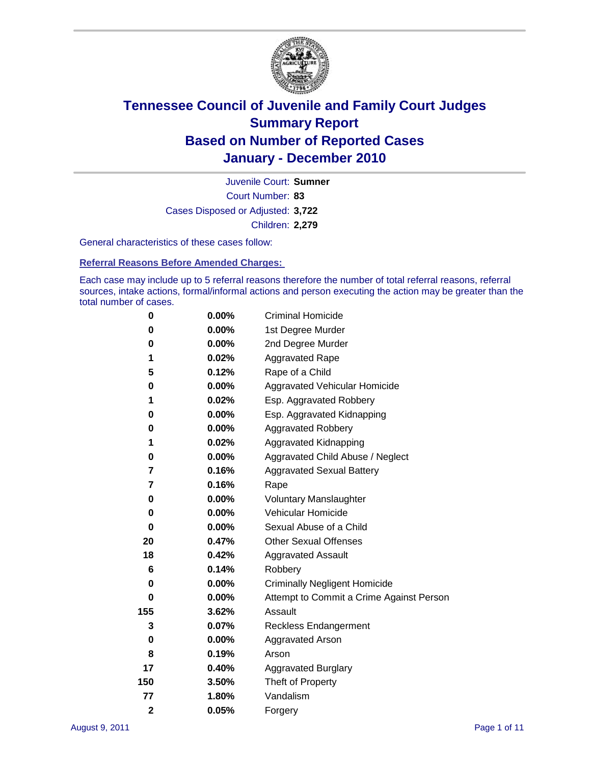# Tennessee Council of Juvenile and Family Court Judges
## Summary Report
## Based on Number of Reported Cases
## January - December 2010

Juvenile Court: **Sumner**

Court Number: **83**

Cases Disposed or Adjusted: **3,722**

Children: **2,279**

General characteristics of these cases follow:

### Referral Reasons Before Amended Charges:

Each case may include up to 5 referral reasons therefore the number of total referral reasons, referral sources, intake actions, formal/informal actions and person executing the action may be greater than the total number of cases.

| Count | Percent | Referral Reason |
|---|---|---|
| 0 | 0.00% | Criminal Homicide |
| 0 | 0.00% | 1st Degree Murder |
| 0 | 0.00% | 2nd Degree Murder |
| 1 | 0.02% | Aggravated Rape |
| 5 | 0.12% | Rape of a Child |
| 0 | 0.00% | Aggravated Vehicular Homicide |
| 1 | 0.02% | Esp. Aggravated Robbery |
| 0 | 0.00% | Esp. Aggravated Kidnapping |
| 0 | 0.00% | Aggravated Robbery |
| 1 | 0.02% | Aggravated Kidnapping |
| 0 | 0.00% | Aggravated Child Abuse / Neglect |
| 7 | 0.16% | Aggravated Sexual Battery |
| 7 | 0.16% | Rape |
| 0 | 0.00% | Voluntary Manslaughter |
| 0 | 0.00% | Vehicular Homicide |
| 0 | 0.00% | Sexual Abuse of a Child |
| 20 | 0.47% | Other Sexual Offenses |
| 18 | 0.42% | Aggravated Assault |
| 6 | 0.14% | Robbery |
| 0 | 0.00% | Criminally Negligent Homicide |
| 0 | 0.00% | Attempt to Commit a Crime Against Person |
| 155 | 3.62% | Assault |
| 3 | 0.07% | Reckless Endangerment |
| 0 | 0.00% | Aggravated Arson |
| 8 | 0.19% | Arson |
| 17 | 0.40% | Aggravated Burglary |
| 150 | 3.50% | Theft of Property |
| 77 | 1.80% | Vandalism |
| 2 | 0.05% | Forgery |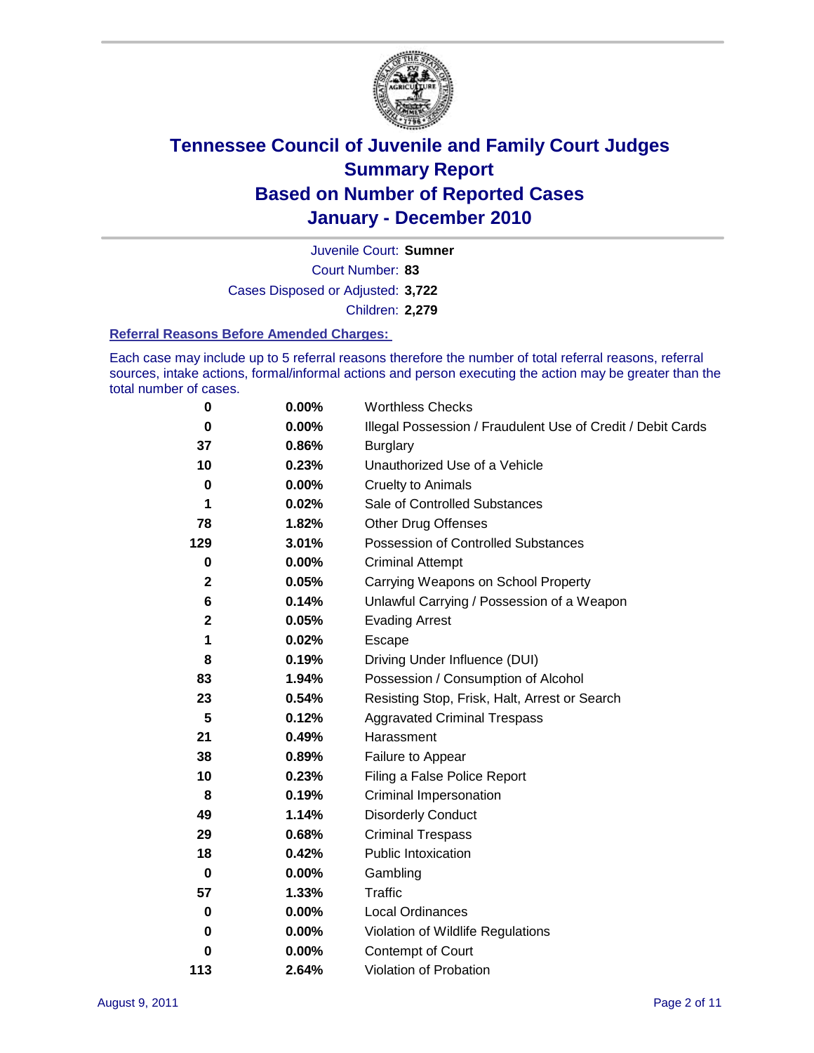# Tennessee Council of Juvenile and Family Court Judges
## Summary Report
## Based on Number of Reported Cases
## January - December 2010

Juvenile Court: **Sumner**
Court Number: **83**
Cases Disposed or Adjusted: **3,722**
Children: **2,279**

### Referral Reasons Before Amended Charges:

Each case may include up to 5 referral reasons therefore the number of total referral reasons, referral sources, intake actions, formal/informal actions and person executing the action may be greater than the total number of cases.

| | | |
|---|---|---|
| 0 | 0.00% | Worthless Checks |
| 0 | 0.00% | Illegal Possession / Fraudulent Use of Credit / Debit Cards |
| 37 | 0.86% | Burglary |
| 10 | 0.23% | Unauthorized Use of a Vehicle |
| 0 | 0.00% | Cruelty to Animals |
| 1 | 0.02% | Sale of Controlled Substances |
| 78 | 1.82% | Other Drug Offenses |
| 129 | 3.01% | Possession of Controlled Substances |
| 0 | 0.00% | Criminal Attempt |
| 2 | 0.05% | Carrying Weapons on School Property |
| 6 | 0.14% | Unlawful Carrying / Possession of a Weapon |
| 2 | 0.05% | Evading Arrest |
| 1 | 0.02% | Escape |
| 8 | 0.19% | Driving Under Influence (DUI) |
| 83 | 1.94% | Possession / Consumption of Alcohol |
| 23 | 0.54% | Resisting Stop, Frisk, Halt, Arrest or Search |
| 5 | 0.12% | Aggravated Criminal Trespass |
| 21 | 0.49% | Harassment |
| 38 | 0.89% | Failure to Appear |
| 10 | 0.23% | Filing a False Police Report |
| 8 | 0.19% | Criminal Impersonation |
| 49 | 1.14% | Disorderly Conduct |
| 29 | 0.68% | Criminal Trespass |
| 18 | 0.42% | Public Intoxication |
| 0 | 0.00% | Gambling |
| 57 | 1.33% | Traffic |
| 0 | 0.00% | Local Ordinances |
| 0 | 0.00% | Violation of Wildlife Regulations |
| 0 | 0.00% | Contempt of Court |
| 113 | 2.64% | Violation of Probation |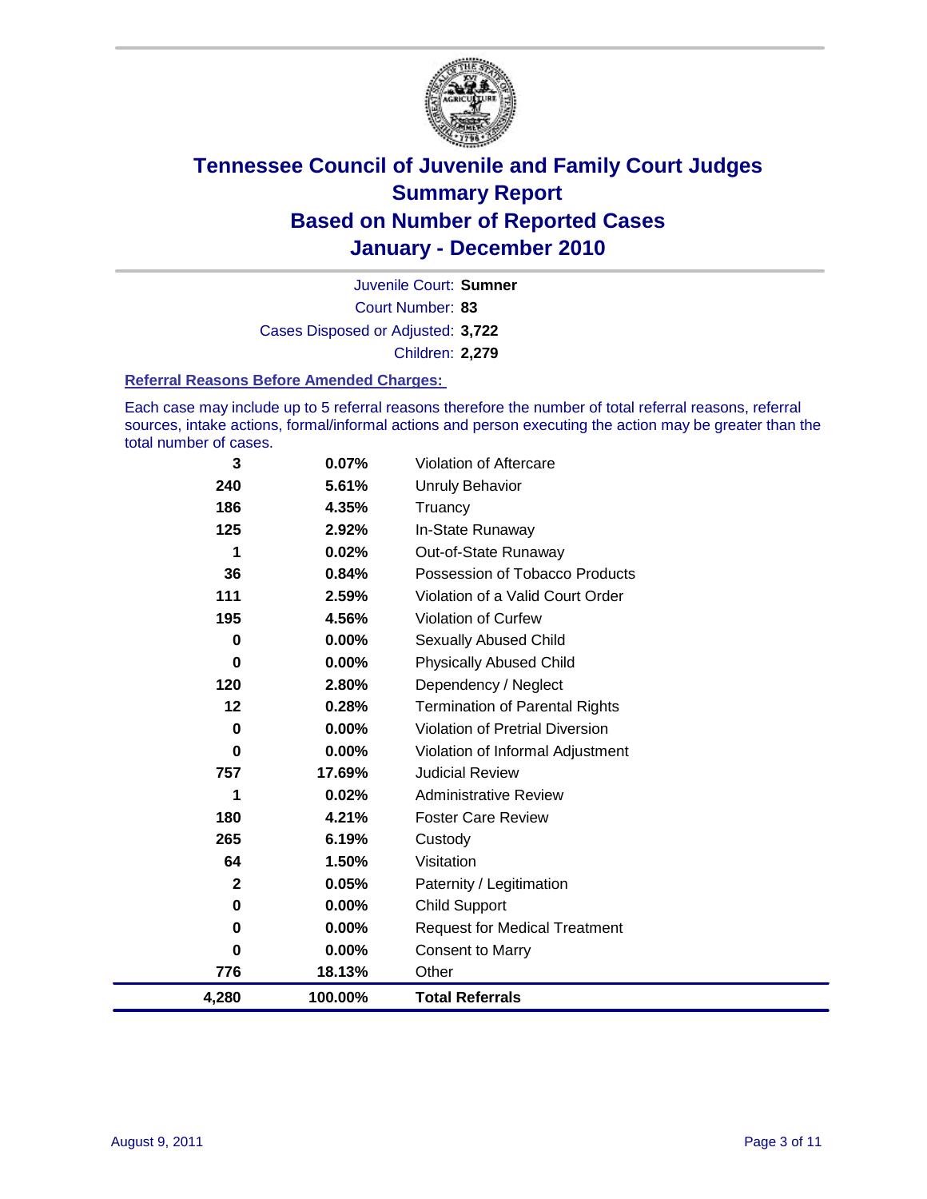# Tennessee Council of Juvenile and Family Court Judges
## Summary Report
## Based on Number of Reported Cases
## January - December 2010

Juvenile Court: **Sumner**
Court Number: **83**
Cases Disposed or Adjusted: **3,722**
Children: **2,279**

### Referral Reasons Before Amended Charges:

Each case may include up to 5 referral reasons therefore the number of total referral reasons, referral sources, intake actions, formal/informal actions and person executing the action may be greater than the total number of cases.

| Count | Percent | Referral Reason |
|---|---|---|
| 3 | 0.07% | Violation of Aftercare |
| 240 | 5.61% | Unruly Behavior |
| 186 | 4.35% | Truancy |
| 125 | 2.92% | In-State Runaway |
| 1 | 0.02% | Out-of-State Runaway |
| 36 | 0.84% | Possession of Tobacco Products |
| 111 | 2.59% | Violation of a Valid Court Order |
| 195 | 4.56% | Violation of Curfew |
| 0 | 0.00% | Sexually Abused Child |
| 0 | 0.00% | Physically Abused Child |
| 120 | 2.80% | Dependency / Neglect |
| 12 | 0.28% | Termination of Parental Rights |
| 0 | 0.00% | Violation of Pretrial Diversion |
| 0 | 0.00% | Violation of Informal Adjustment |
| 757 | 17.69% | Judicial Review |
| 1 | 0.02% | Administrative Review |
| 180 | 4.21% | Foster Care Review |
| 265 | 6.19% | Custody |
| 64 | 1.50% | Visitation |
| 2 | 0.05% | Paternity / Legitimation |
| 0 | 0.00% | Child Support |
| 0 | 0.00% | Request for Medical Treatment |
| 0 | 0.00% | Consent to Marry |
| 776 | 18.13% | Other |
| **4,280** | **100.00%** | **Total Referrals** |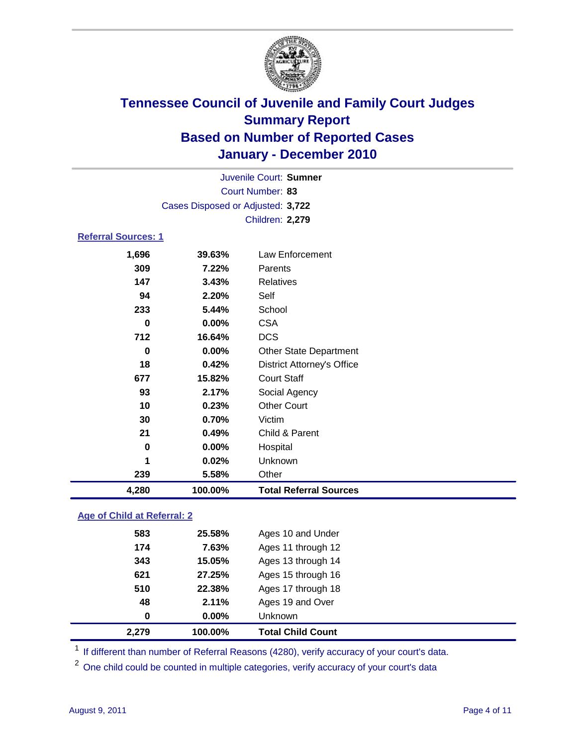# Tennessee Council of Juvenile and Family Court Judges
## Summary Report
## Based on Number of Reported Cases
## January - December 2010

Juvenile Court: **Sumner**
Court Number: **83**
Cases Disposed or Adjusted: **3,722**
Children: **2,279**

### Referral Sources: 1

| | | |
|---|---|---|
| 1,696 | 39.63% | Law Enforcement |
| 309 | 7.22% | Parents |
| 147 | 3.43% | Relatives |
| 94 | 2.20% | Self |
| 233 | 5.44% | School |
| 0 | 0.00% | CSA |
| 712 | 16.64% | DCS |
| 0 | 0.00% | Other State Department |
| 18 | 0.42% | District Attorney's Office |
| 677 | 15.82% | Court Staff |
| 93 | 2.17% | Social Agency |
| 10 | 0.23% | Other Court |
| 30 | 0.70% | Victim |
| 21 | 0.49% | Child & Parent |
| 0 | 0.00% | Hospital |
| 1 | 0.02% | Unknown |
| 239 | 5.58% | Other |
| **4,280** | **100.00%** | **Total Referral Sources** |

### Age of Child at Referral: 2

| | | |
|---|---|---|
| 583 | 25.58% | Ages 10 and Under |
| 174 | 7.63% | Ages 11 through 12 |
| 343 | 15.05% | Ages 13 through 14 |
| 621 | 27.25% | Ages 15 through 16 |
| 510 | 22.38% | Ages 17 through 18 |
| 48 | 2.11% | Ages 19 and Over |
| 0 | 0.00% | Unknown |
| **2,279** | **100.00%** | **Total Child Count** |

[1] If different than number of Referral Reasons (4280), verify accuracy of your court's data.

[2] One child could be counted in multiple categories, verify accuracy of your court's data

August 9, 2011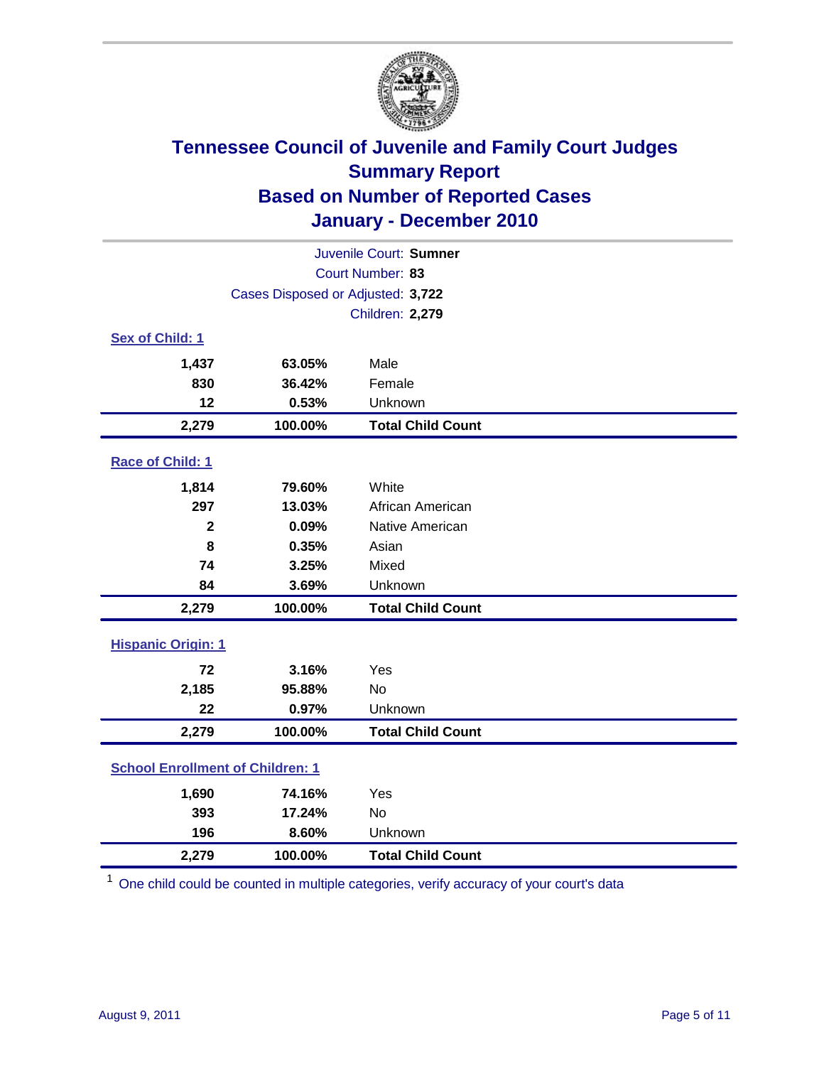# Tennessee Council of Juvenile and Family Court Judges
## Summary Report
## Based on Number of Reported Cases
## January - December 2010

Juvenile Court: **Sumner**
Court Number: **83**
Cases Disposed or Adjusted: **3,722**
Children: **2,279**

### Sex of Child: 1

| | | |
|---|---|---|
| **1,437** | **63.05%** | Male |
| **830** | **36.42%** | Female |
| **12** | **0.53%** | Unknown |
| **2,279** | **100.00%** | **Total Child Count** |

### Race of Child: 1

| | | |
|---|---|---|
| **1,814** | **79.60%** | White |
| **297** | **13.03%** | African American |
| **2** | **0.09%** | Native American |
| **8** | **0.35%** | Asian |
| **74** | **3.25%** | Mixed |
| **84** | **3.69%** | Unknown |
| **2,279** | **100.00%** | **Total Child Count** |

### Hispanic Origin: 1

| | | |
|---|---|---|
| **72** | **3.16%** | Yes |
| **2,185** | **95.88%** | No |
| **22** | **0.97%** | Unknown |
| **2,279** | **100.00%** | **Total Child Count** |

### School Enrollment of Children: 1

| | | |
|---|---|---|
| **1,690** | **74.16%** | Yes |
| **393** | **17.24%** | No |
| **196** | **8.60%** | Unknown |
| **2,279** | **100.00%** | **Total Child Count** |

[1] One child could be counted in multiple categories, verify accuracy of your court's data

August 9, 2011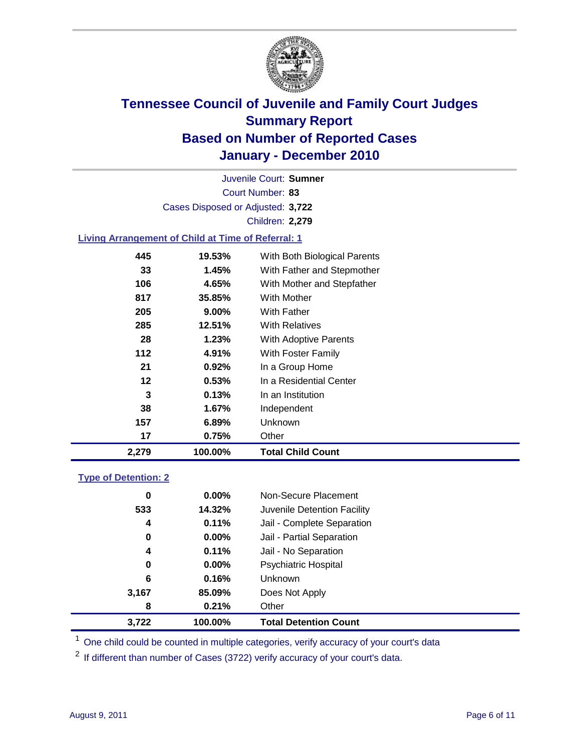# Tennessee Council of Juvenile and Family Court Judges
## Summary Report
## Based on Number of Reported Cases
## January - December 2010

Juvenile Court: **Sumner**
Court Number: **83**
Cases Disposed or Adjusted: **3,722**
Children: **2,279**

### Living Arrangement of Child at Time of Referral: 1

| Count | Percent | Category |
|---|---|---|
| 445 | 19.53% | With Both Biological Parents |
| 33 | 1.45% | With Father and Stepmother |
| 106 | 4.65% | With Mother and Stepfather |
| 817 | 35.85% | With Mother |
| 205 | 9.00% | With Father |
| 285 | 12.51% | With Relatives |
| 28 | 1.23% | With Adoptive Parents |
| 112 | 4.91% | With Foster Family |
| 21 | 0.92% | In a Group Home |
| 12 | 0.53% | In a Residential Center |
| 3 | 0.13% | In an Institution |
| 38 | 1.67% | Independent |
| 157 | 6.89% | Unknown |
| 17 | 0.75% | Other |
| **2,279** | **100.00%** | **Total Child Count** |

### Type of Detention: 2

| Count | Percent | Category |
|---|---|---|
| 0 | 0.00% | Non-Secure Placement |
| 533 | 14.32% | Juvenile Detention Facility |
| 4 | 0.11% | Jail - Complete Separation |
| 0 | 0.00% | Jail - Partial Separation |
| 4 | 0.11% | Jail - No Separation |
| 0 | 0.00% | Psychiatric Hospital |
| 6 | 0.16% | Unknown |
| 3,167 | 85.09% | Does Not Apply |
| 8 | 0.21% | Other |
| **3,722** | **100.00%** | **Total Detention Count** |

[1] One child could be counted in multiple categories, verify accuracy of your court's data

[2] If different than number of Cases (3722) verify accuracy of your court's data.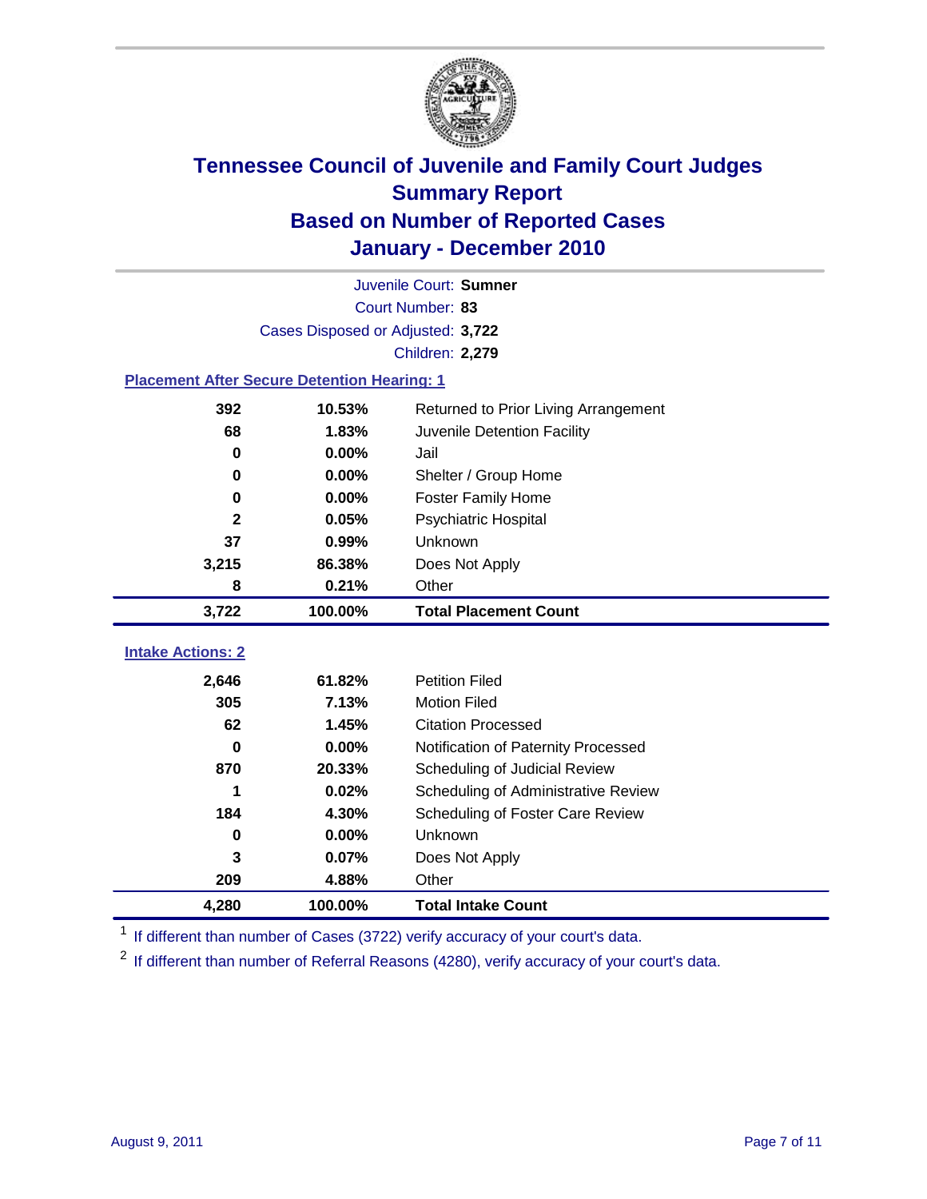# Tennessee Council of Juvenile and Family Court Judges
## Summary Report
## Based on Number of Reported Cases
## January - December 2010

Juvenile Court: **Sumner**

Court Number: **83**

Cases Disposed or Adjusted: **3,722**

Children: **2,279**

### Placement After Secure Detention Hearing: 1

| | | |
|---|---|---|
| 392 | 10.53% | Returned to Prior Living Arrangement |
| 68 | 1.83% | Juvenile Detention Facility |
| 0 | 0.00% | Jail |
| 0 | 0.00% | Shelter / Group Home |
| 0 | 0.00% | Foster Family Home |
| 2 | 0.05% | Psychiatric Hospital |
| 37 | 0.99% | Unknown |
| 3,215 | 86.38% | Does Not Apply |
| 8 | 0.21% | Other |
| **3,722** | **100.00%** | **Total Placement Count** |

### Intake Actions: 2

| | | |
|---|---|---|
| 2,646 | 61.82% | Petition Filed |
| 305 | 7.13% | Motion Filed |
| 62 | 1.45% | Citation Processed |
| 0 | 0.00% | Notification of Paternity Processed |
| 870 | 20.33% | Scheduling of Judicial Review |
| 1 | 0.02% | Scheduling of Administrative Review |
| 184 | 4.30% | Scheduling of Foster Care Review |
| 0 | 0.00% | Unknown |
| 3 | 0.07% | Does Not Apply |
| 209 | 4.88% | Other |
| **4,280** | **100.00%** | **Total Intake Count** |

[1] If different than number of Cases (3722) verify accuracy of your court's data.

[2] If different than number of Referral Reasons (4280), verify accuracy of your court's data.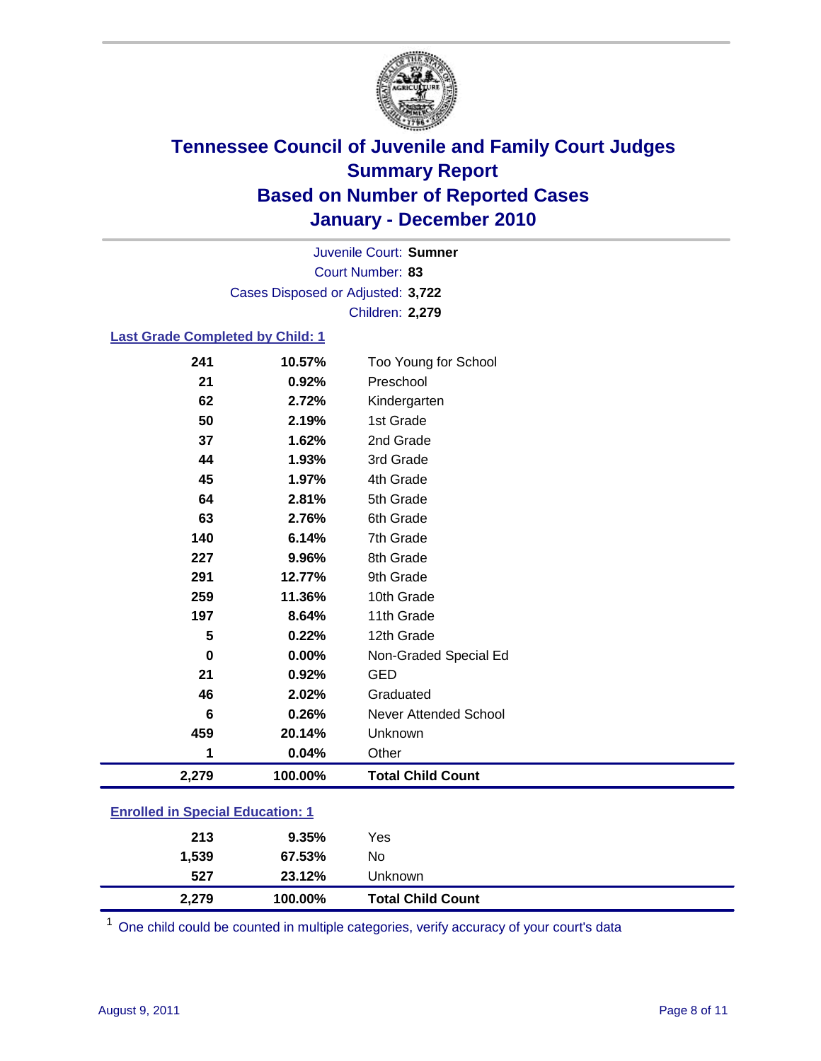# Tennessee Council of Juvenile and Family Court Judges
## Summary Report
## Based on Number of Reported Cases
## January - December 2010

Juvenile Court: **Sumner**
Court Number: **83**
Cases Disposed or Adjusted: **3,722**
Children: **2,279**

### Last Grade Completed by Child: 1

| Count | Percent | Category |
|---|---|---|
| 241 | 10.57% | Too Young for School |
| 21 | 0.92% | Preschool |
| 62 | 2.72% | Kindergarten |
| 50 | 2.19% | 1st Grade |
| 37 | 1.62% | 2nd Grade |
| 44 | 1.93% | 3rd Grade |
| 45 | 1.97% | 4th Grade |
| 64 | 2.81% | 5th Grade |
| 63 | 2.76% | 6th Grade |
| 140 | 6.14% | 7th Grade |
| 227 | 9.96% | 8th Grade |
| 291 | 12.77% | 9th Grade |
| 259 | 11.36% | 10th Grade |
| 197 | 8.64% | 11th Grade |
| 5 | 0.22% | 12th Grade |
| 0 | 0.00% | Non-Graded Special Ed |
| 21 | 0.92% | GED |
| 46 | 2.02% | Graduated |
| 6 | 0.26% | Never Attended School |
| 459 | 20.14% | Unknown |
| 1 | 0.04% | Other |
| **2,279** | **100.00%** | **Total Child Count** |

### Enrolled in Special Education: 1

| Count | Percent | Category |
|---|---|---|
| 213 | 9.35% | Yes |
| 1,539 | 67.53% | No |
| 527 | 23.12% | Unknown |
| **2,279** | **100.00%** | **Total Child Count** |

[1] One child could be counted in multiple categories, verify accuracy of your court's data

August 9, 2011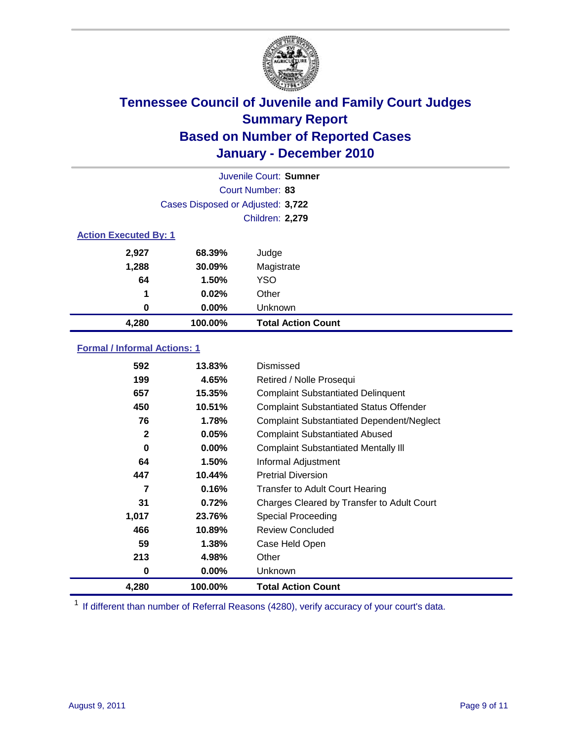# Tennessee Council of Juvenile and Family Court Judges
## Summary Report
## Based on Number of Reported Cases
## January - December 2010

Juvenile Court: **Sumner**

Court Number: **83**

Cases Disposed or Adjusted: **3,722**

Children: **2,279**

### Action Executed By: 1

| | | |
|---|---|---|
| 2,927 | 68.39% | Judge |
| 1,288 | 30.09% | Magistrate |
| 64 | 1.50% | YSO |
| 1 | 0.02% | Other |
| 0 | 0.00% | Unknown |
| **4,280** | **100.00%** | **Total Action Count** |

### Formal / Informal Actions: 1

| | | |
|---|---|---|
| 592 | 13.83% | Dismissed |
| 199 | 4.65% | Retired / Nolle Prosequi |
| 657 | 15.35% | Complaint Substantiated Delinquent |
| 450 | 10.51% | Complaint Substantiated Status Offender |
| 76 | 1.78% | Complaint Substantiated Dependent/Neglect |
| 2 | 0.05% | Complaint Substantiated Abused |
| 0 | 0.00% | Complaint Substantiated Mentally Ill |
| 64 | 1.50% | Informal Adjustment |
| 447 | 10.44% | Pretrial Diversion |
| 7 | 0.16% | Transfer to Adult Court Hearing |
| 31 | 0.72% | Charges Cleared by Transfer to Adult Court |
| 1,017 | 23.76% | Special Proceeding |
| 466 | 10.89% | Review Concluded |
| 59 | 1.38% | Case Held Open |
| 213 | 4.98% | Other |
| 0 | 0.00% | Unknown |
| **4,280** | **100.00%** | **Total Action Count** |

[1] If different than number of Referral Reasons (4280), verify accuracy of your court's data.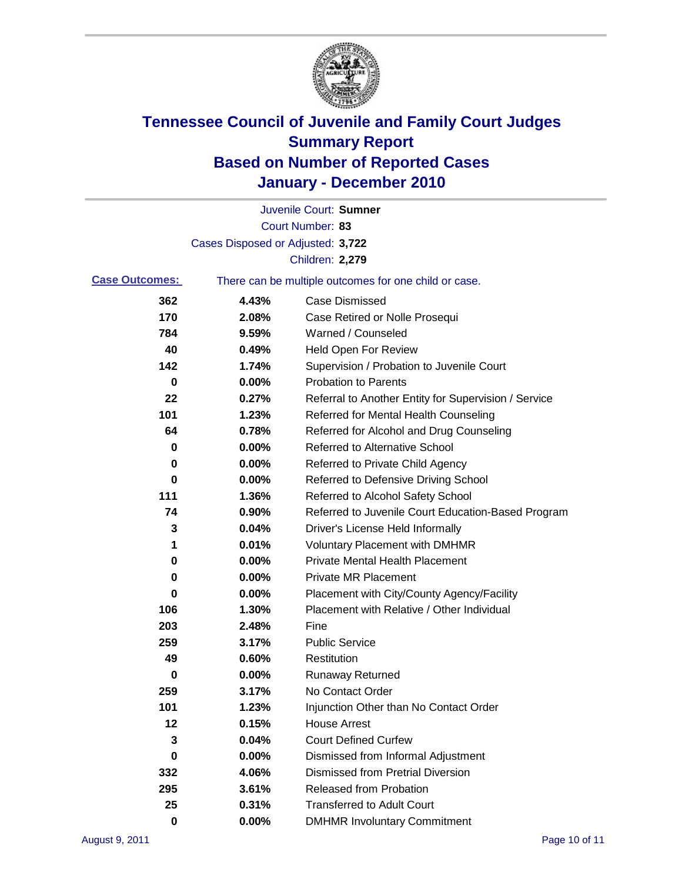# Tennessee Council of Juvenile and Family Court Judges
# Summary Report
# Based on Number of Reported Cases
# January - December 2010

Juvenile Court: **Sumner**

Court Number: **83**

Cases Disposed or Adjusted: **3,722**

Children: **2,279**

**Case Outcomes:** There can be multiple outcomes for one child or case.

| Count | Percent | Outcome |
|---|---|---|
| 362 | 4.43% | Case Dismissed |
| 170 | 2.08% | Case Retired or Nolle Prosequi |
| 784 | 9.59% | Warned / Counseled |
| 40 | 0.49% | Held Open For Review |
| 142 | 1.74% | Supervision / Probation to Juvenile Court |
| 0 | 0.00% | Probation to Parents |
| 22 | 0.27% | Referral to Another Entity for Supervision / Service |
| 101 | 1.23% | Referred for Mental Health Counseling |
| 64 | 0.78% | Referred for Alcohol and Drug Counseling |
| 0 | 0.00% | Referred to Alternative School |
| 0 | 0.00% | Referred to Private Child Agency |
| 0 | 0.00% | Referred to Defensive Driving School |
| 111 | 1.36% | Referred to Alcohol Safety School |
| 74 | 0.90% | Referred to Juvenile Court Education-Based Program |
| 3 | 0.04% | Driver's License Held Informally |
| 1 | 0.01% | Voluntary Placement with DMHMR |
| 0 | 0.00% | Private Mental Health Placement |
| 0 | 0.00% | Private MR Placement |
| 0 | 0.00% | Placement with City/County Agency/Facility |
| 106 | 1.30% | Placement with Relative / Other Individual |
| 203 | 2.48% | Fine |
| 259 | 3.17% | Public Service |
| 49 | 0.60% | Restitution |
| 0 | 0.00% | Runaway Returned |
| 259 | 3.17% | No Contact Order |
| 101 | 1.23% | Injunction Other than No Contact Order |
| 12 | 0.15% | House Arrest |
| 3 | 0.04% | Court Defined Curfew |
| 0 | 0.00% | Dismissed from Informal Adjustment |
| 332 | 4.06% | Dismissed from Pretrial Diversion |
| 295 | 3.61% | Released from Probation |
| 25 | 0.31% | Transferred to Adult Court |
| 0 | 0.00% | DMHMR Involuntary Commitment |

August 9, 2011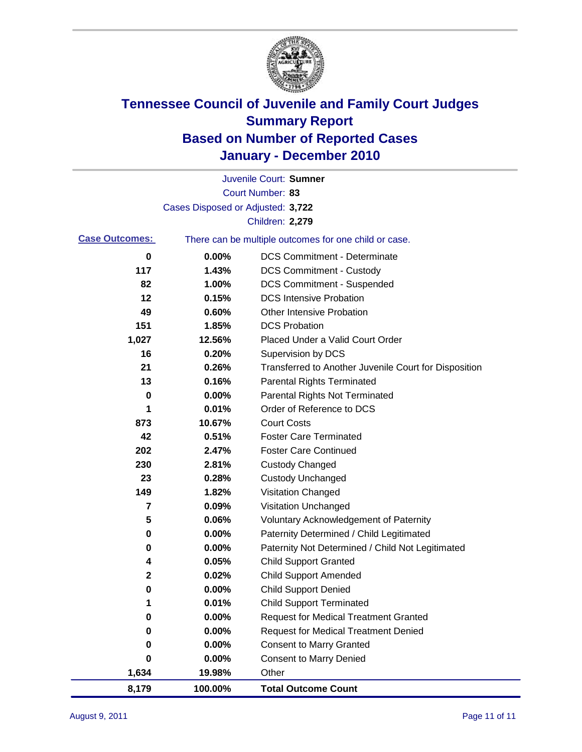# Tennessee Council of Juvenile and Family Court Judges
## Summary Report
## Based on Number of Reported Cases
## January - December 2010

Juvenile Court: **Sumner**
Court Number: **83**
Cases Disposed or Adjusted: **3,722**
Children: **2,279**

**Case Outcomes:** There can be multiple outcomes for one child or case.

| | | |
|---|---|---|
| 0 | 0.00% | DCS Commitment - Determinate |
| 117 | 1.43% | DCS Commitment - Custody |
| 82 | 1.00% | DCS Commitment - Suspended |
| 12 | 0.15% | DCS Intensive Probation |
| 49 | 0.60% | Other Intensive Probation |
| 151 | 1.85% | DCS Probation |
| 1,027 | 12.56% | Placed Under a Valid Court Order |
| 16 | 0.20% | Supervision by DCS |
| 21 | 0.26% | Transferred to Another Juvenile Court for Disposition |
| 13 | 0.16% | Parental Rights Terminated |
| 0 | 0.00% | Parental Rights Not Terminated |
| 1 | 0.01% | Order of Reference to DCS |
| 873 | 10.67% | Court Costs |
| 42 | 0.51% | Foster Care Terminated |
| 202 | 2.47% | Foster Care Continued |
| 230 | 2.81% | Custody Changed |
| 23 | 0.28% | Custody Unchanged |
| 149 | 1.82% | Visitation Changed |
| 7 | 0.09% | Visitation Unchanged |
| 5 | 0.06% | Voluntary Acknowledgement of Paternity |
| 0 | 0.00% | Paternity Determined / Child Legitimated |
| 0 | 0.00% | Paternity Not Determined / Child Not Legitimated |
| 4 | 0.05% | Child Support Granted |
| 2 | 0.02% | Child Support Amended |
| 0 | 0.00% | Child Support Denied |
| 1 | 0.01% | Child Support Terminated |
| 0 | 0.00% | Request for Medical Treatment Granted |
| 0 | 0.00% | Request for Medical Treatment Denied |
| 0 | 0.00% | Consent to Marry Granted |
| 0 | 0.00% | Consent to Marry Denied |
| 1,634 | 19.98% | Other |
| **8,179** | **100.00%** | **Total Outcome Count** |

August 9, 2011